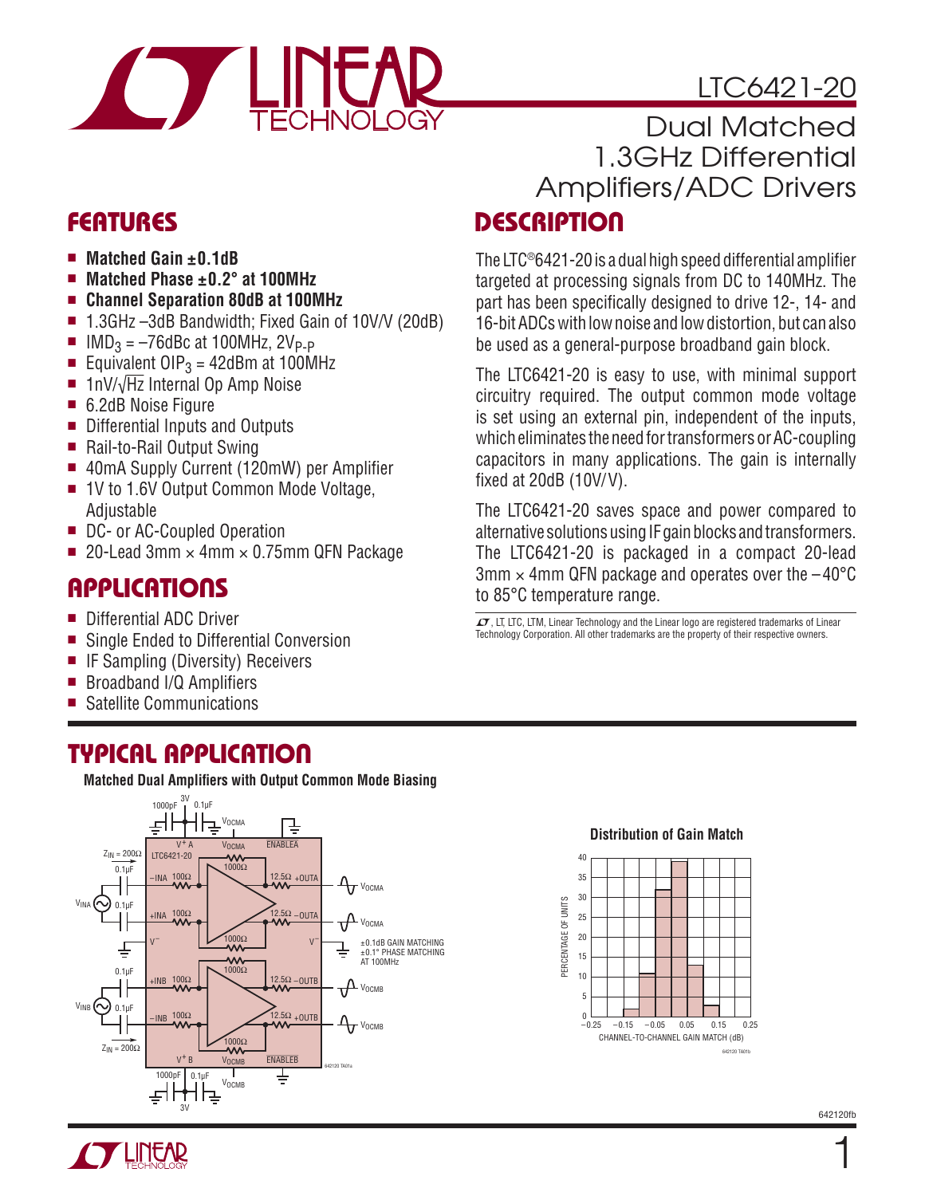# LTC6421-20

## Dual Matched 1.3GHz Differential Amplifiers/ADC Drivers

## FEATURES

- **Matched Gain ±0.1dB**
- **Matched Phase ±0.2° at 100MHz**
- **Channel Separation 80dB at 100MHz**
- 1.3GHz –3dB Bandwidth; Fixed Gain of 10V/V (20dB)
- $IMD_3$ = –76dBc at 100MHz, $2V_{P-P}$
- Equivalent $OIP_3$ = 42dBm at 100MHz
- $1nV/\sqrt{Hz}$ Internal Op Amp Noise
- 6.2dB Noise Figure
- Differential Inputs and Outputs
- Rail-to-Rail Output Swing
- 40mA Supply Current (120mW) per Amplifier
- 1V to 1.6V Output Common Mode Voltage, Adjustable
- DC- or AC-Coupled Operation
- 20-Lead 3mm × 4mm × 0.75mm QFN Package

## APPLICATIONS

- Differential ADC Driver
- Single Ended to Differential Conversion
- IF Sampling (Diversity) Receivers
- Broadband I/Q Amplifiers
- Satellite Communications

## DESCRIPTION

The LTC®6421-20 is a dual high speed differential amplifier targeted at processing signals from DC to 140MHz. The part has been specifically designed to drive 12-, 14- and 16-bit ADCs with low noise and low distortion, but can also be used as a general-purpose broadband gain block.

The LTC6421-20 is easy to use, with minimal support circuitry required. The output common mode voltage is set using an external pin, independent of the inputs, which eliminates the need for transformers or AC-coupling capacitors in many applications. The gain is internally fixed at 20dB (10V/V).

The LTC6421-20 saves space and power compared to alternative solutions using IF gain blocks and transformers. The LTC6421-20 is packaged in a compact 20-lead 3mm × 4mm QFN package and operates over the –40°C to 85°C temperature range.

LT, LTC, LTM, Linear Technology and the Linear logo are registered trademarks of Linear Technology Corporation. All other trademarks are the property of their respective owners.

## TYPICAL APPLICATION

**Matched Dual Amplifiers with Output Common Mode Biasing**

**Distribution of Gain Match**

| Channel-to-Channel Gain Match (dB) | Percentage of Units |
|---|---|
| –0.15 to –0.10 | ~2 |
| –0.10 to –0.05 | ~11 |
| –0.05 to 0 | ~32 |
| 0 to 0.05 | ~39 |
| 0.05 to 0.10 | ~13 |
| 0.10 to 0.15 | ~3 |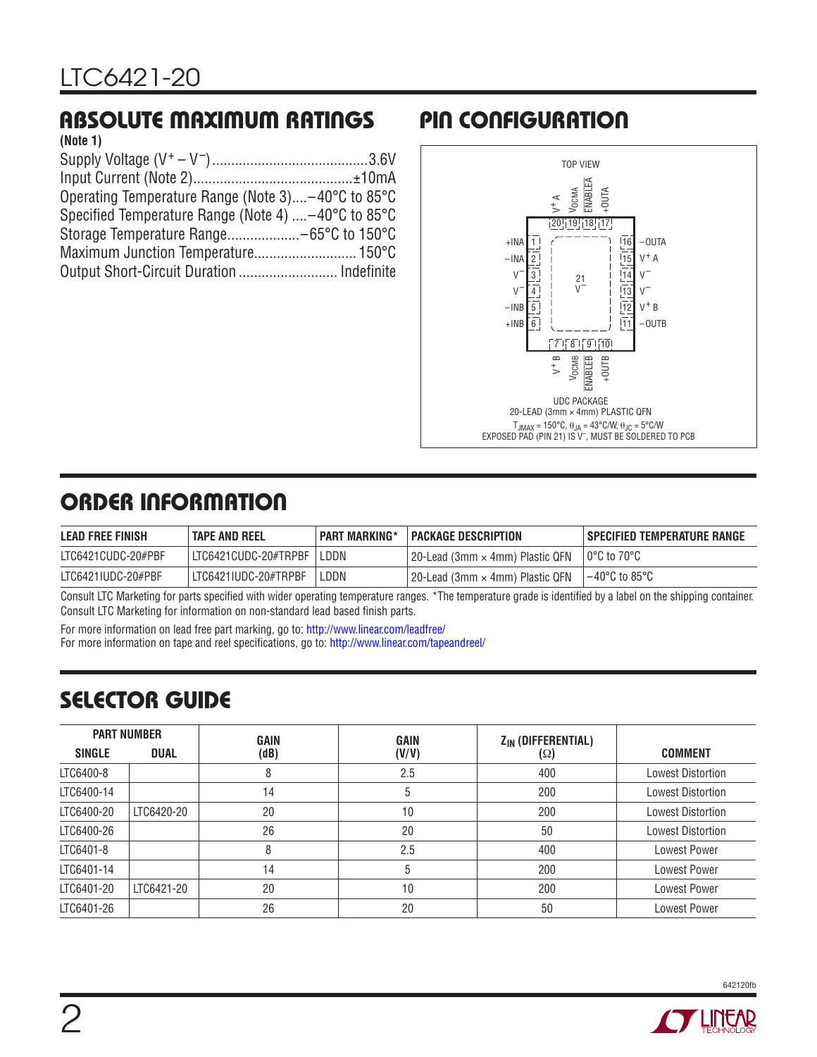## ABSOLUTE MAXIMUM RATINGS

**(Note 1)**

Supply Voltage ($V^+ – V^–$) ......................................... 3.6V
Input Current (Note 2) .......................................... ±10mA
Operating Temperature Range (Note 3) .... –40°C to 85°C
Specified Temperature Range (Note 4) .... –40°C to 85°C
Storage Temperature Range ................... –65°C to 150°C
Maximum Junction Temperature ........................... 150°C
Output Short-Circuit Duration .......................... Indefinite

## PIN CONFIGURATION

TOP VIEW

Top pins: 20 $V^+A$, 19 $V_{OCMA}$, 18 ENABLEA, 17 +OUTA

Left pins: 1 +INA, 2 –INA, 3 $V^–$, 4 $V^–$, 5 –INB, 6 +INB

Right pins: 16 –OUTA, 15 $V^+A$, 14 $V^–$, 13 $V^–$, 12 $V^+B$, 11 –OUTB

Bottom pins: 7 $V^+B$, 8 $V_{OCMB}$, 9 ENABLEB, 10 +OUTB

Center: 21 $V^–$

UDC PACKAGE
20-LEAD (3mm × 4mm) PLASTIC QFN
$T_{JMAX}$ = 150°C, $\theta_{JA}$ = 43°C/W, $\theta_{JC}$ = 5°C/W
EXPOSED PAD (PIN 21) IS $V^–$, MUST BE SOLDERED TO PCB

## ORDER INFORMATION

| LEAD FREE FINISH | TAPE AND REEL | PART MARKING* | PACKAGE DESCRIPTION | SPECIFIED TEMPERATURE RANGE |
|---|---|---|---|---|
| LTC6421CUDC-20#PBF | LTC6421CUDC-20#TRPBF | LDDN | 20-Lead (3mm × 4mm) Plastic QFN | 0°C to 70°C |
| LTC6421IUDC-20#PBF | LTC6421IUDC-20#TRPBF | LDDN | 20-Lead (3mm × 4mm) Plastic QFN | –40°C to 85°C |

Consult LTC Marketing for parts specified with wider operating temperature ranges. *The temperature grade is identified by a label on the shipping container.
Consult LTC Marketing for information on non-standard lead based finish parts.

For more information on lead free part marking, go to: http://www.linear.com/leadfree/
For more information on tape and reel specifications, go to: http://www.linear.com/tapeandreel/

## SELECTOR GUIDE

| PART NUMBER | | GAIN | GAIN | $Z_{IN}$ (DIFFERENTIAL) | |
|---|---|---|---|---|---|
| SINGLE | DUAL | (dB) | (V/V) | (Ω) | COMMENT |
| LTC6400-8 | | 8 | 2.5 | 400 | Lowest Distortion |
| LTC6400-14 | | 14 | 5 | 200 | Lowest Distortion |
| LTC6400-20 | LTC6420-20 | 20 | 10 | 200 | Lowest Distortion |
| LTC6400-26 | | 26 | 20 | 50 | Lowest Distortion |
| LTC6401-8 | | 8 | 2.5 | 400 | Lowest Power |
| LTC6401-14 | | 14 | 5 | 200 | Lowest Power |
| LTC6401-20 | LTC6421-20 | 20 | 10 | 200 | Lowest Power |
| LTC6401-26 | | 26 | 20 | 50 | Lowest Power |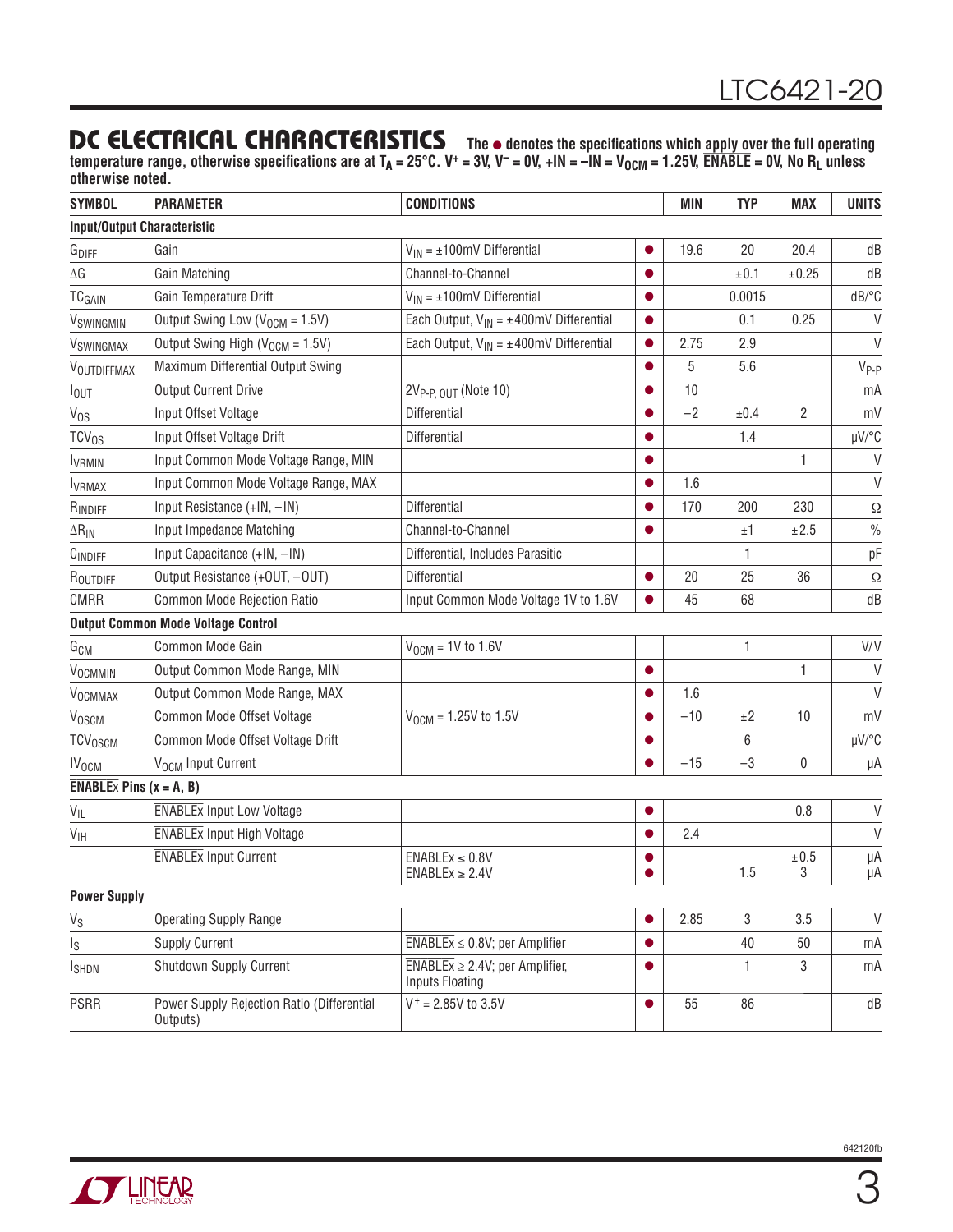## DC ELECTRICAL CHARACTERISTICS

**The ● denotes the specifications which apply over the full operating temperature range, otherwise specifications are at $T_A$ = 25°C. $V^+$ = 3V, $V^-$ = 0V, +IN = –IN = $V_{OCM}$ = 1.25V, $\overline{ENABLE}$ = 0V, No $R_L$ unless otherwise noted.**

| SYMBOL | PARAMETER | CONDITIONS | | MIN | TYP | MAX | UNITS |
|---|---|---|---|---|---|---|---|
| **Input/Output Characteristic** | | | | | | | |
| $G_{DIFF}$ | Gain | $V_{IN}$ = ±100mV Differential | ● | 19.6 | 20 | 20.4 | dB |
| ΔG | Gain Matching | Channel-to-Channel | ● | | ±0.1 | ±0.25 | dB |
| $TC_{GAIN}$ | Gain Temperature Drift | $V_{IN}$ = ±100mV Differential | ● | | 0.0015 | | dB/°C |
| $V_{SWINGMIN}$ | Output Swing Low ($V_{OCM}$ = 1.5V) | Each Output, $V_{IN}$ = ±400mV Differential | ● | | 0.1 | 0.25 | V |
| $V_{SWINGMAX}$ | Output Swing High ($V_{OCM}$ = 1.5V) | Each Output, $V_{IN}$ = ±400mV Differential | ● | 2.75 | 2.9 | | V |
| $V_{OUTDIFFMAX}$ | Maximum Differential Output Swing | | ● | 5 | 5.6 | | $V_{P-P}$ |
| $I_{OUT}$ | Output Current Drive | $2V_{P-P,\,OUT}$ (Note 10) | ● | 10 | | | mA |
| $V_{OS}$ | Input Offset Voltage | Differential | ● | –2 | ±0.4 | 2 | mV |
| $TCV_{OS}$ | Input Offset Voltage Drift | Differential | ● | | 1.4 | | µV/°C |
| $I_{VRMIN}$ | Input Common Mode Voltage Range, MIN | | ● | | | 1 | V |
| $I_{VRMAX}$ | Input Common Mode Voltage Range, MAX | | ● | 1.6 | | | V |
| $R_{INDIFF}$ | Input Resistance (+IN, –IN) | Differential | ● | 170 | 200 | 230 | Ω |
| $\Delta R_{IN}$ | Input Impedance Matching | Channel-to-Channel | ● | | ±1 | ±2.5 | % |
| $C_{INDIFF}$ | Input Capacitance (+IN, –IN) | Differential, Includes Parasitic | | | 1 | | pF |
| $R_{OUTDIFF}$ | Output Resistance (+OUT, –OUT) | Differential | ● | 20 | 25 | 36 | Ω |
| CMRR | Common Mode Rejection Ratio | Input Common Mode Voltage 1V to 1.6V | ● | 45 | 68 | | dB |
| **Output Common Mode Voltage Control** | | | | | | | |
| $G_{CM}$ | Common Mode Gain | $V_{OCM}$ = 1V to 1.6V | | | 1 | | V/V |
| $V_{OCMMIN}$ | Output Common Mode Range, MIN | | ● | | | 1 | V |
| $V_{OCMMAX}$ | Output Common Mode Range, MAX | | ● | 1.6 | | | V |
| $V_{OSCM}$ | Common Mode Offset Voltage | $V_{OCM}$ = 1.25V to 1.5V | ● | –10 | ±2 | 10 | mV |
| $TCV_{OSCM}$ | Common Mode Offset Voltage Drift | | ● | | 6 | | µV/°C |
| $IV_{OCM}$ | $V_{OCM}$ Input Current | | ● | –15 | –3 | 0 | µA |
| **$\overline{ENABLEx}$ Pins (x = A, B)** | | | | | | | |
| $V_{IL}$ | $\overline{ENABLEx}$ Input Low Voltage | | ● | | | 0.8 | V |
| $V_{IH}$ | $\overline{ENABLEx}$ Input High Voltage | | ● | 2.4 | | | V |
| | $\overline{ENABLEx}$ Input Current | ENABLEx ≤ 0.8V<br>ENABLEx ≥ 2.4V | ●<br>● | | <br>1.5 | ±0.5<br>3 | µA<br>µA |
| **Power Supply** | | | | | | | |
| $V_S$ | Operating Supply Range | | ● | 2.85 | 3 | 3.5 | V |
| $I_S$ | Supply Current | $\overline{ENABLEx}$ ≤ 0.8V; per Amplifier | ● | | 40 | 50 | mA |
| $I_{SHDN}$ | Shutdown Supply Current | $\overline{ENABLEx}$ ≥ 2.4V; per Amplifier, Inputs Floating | ● | | 1 | 3 | mA |
| PSRR | Power Supply Rejection Ratio (Differential Outputs) | $V^+$ = 2.85V to 3.5V | ● | 55 | 86 | | dB |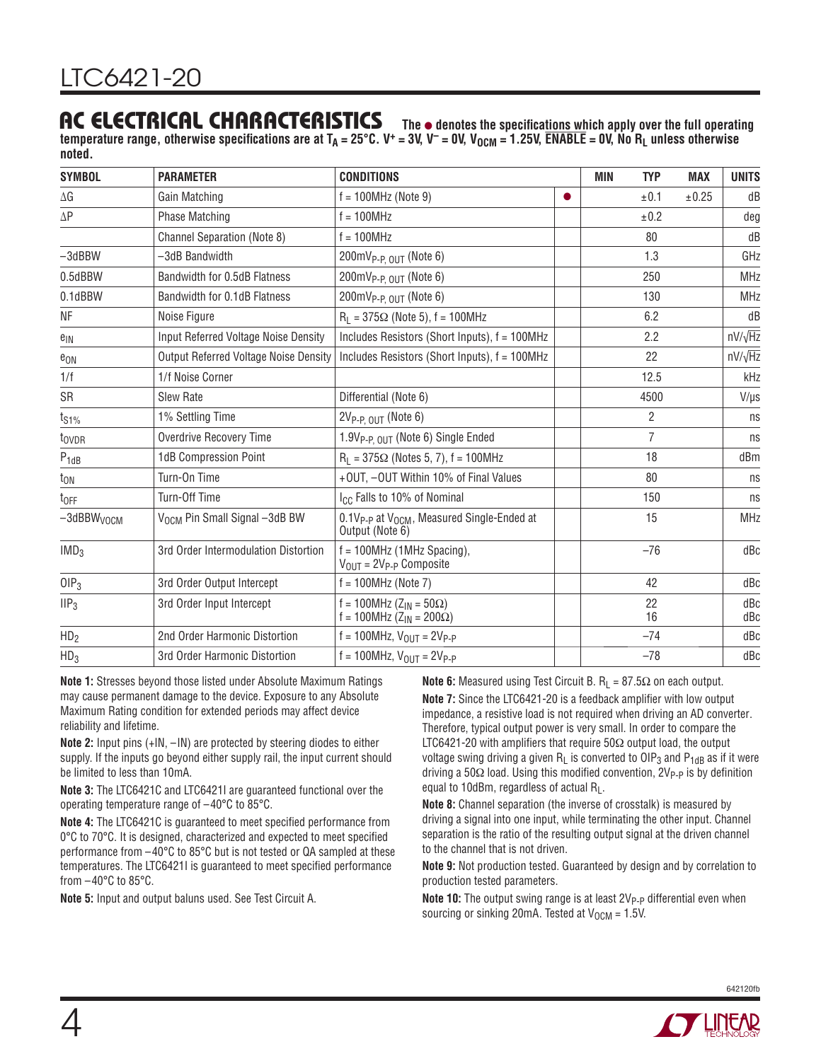## AC ELECTRICAL CHARACTERISTICS

**The ● denotes the specifications which apply over the full operating temperature range, otherwise specifications are at $T_A$ = 25°C. $V^+$ = 3V, $V^-$ = 0V, $V_{OCM}$ = 1.25V, $\overline{ENABLE}$ = 0V, No $R_L$ unless otherwise noted.**

| SYMBOL | PARAMETER | CONDITIONS | | MIN | TYP | MAX | UNITS |
|---|---|---|---|---|---|---|---|
| ΔG | Gain Matching | f = 100MHz (Note 9) | ● | | ±0.1 | ±0.25 | dB |
| ΔP | Phase Matching | f = 100MHz | | | ±0.2 | | deg |
| | Channel Separation (Note 8) | f = 100MHz | | | 80 | | dB |
| –3dBBW | –3dB Bandwidth | $200mV_{P-P, OUT}$ (Note 6) | | | 1.3 | | GHz |
| 0.5dBBW | Bandwidth for 0.5dB Flatness | $200mV_{P-P, OUT}$ (Note 6) | | | 250 | | MHz |
| 0.1dBBW | Bandwidth for 0.1dB Flatness | $200mV_{P-P, OUT}$ (Note 6) | | | 130 | | MHz |
| NF | Noise Figure | $R_L$ = 375Ω (Note 5), f = 100MHz | | | 6.2 | | dB |
| $e_{IN}$ | Input Referred Voltage Noise Density | Includes Resistors (Short Inputs), f = 100MHz | | | 2.2 | | $nV/\sqrt{Hz}$ |
| $e_{ON}$ | Output Referred Voltage Noise Density | Includes Resistors (Short Inputs), f = 100MHz | | | 22 | | $nV/\sqrt{Hz}$ |
| 1/f | 1/f Noise Corner | | | | 12.5 | | kHz |
| SR | Slew Rate | Differential (Note 6) | | | 4500 | | V/µs |
| $t_{S1\%}$ | 1% Settling Time | $2V_{P-P, OUT}$ (Note 6) | | | 2 | | ns |
| $t_{OVDR}$ | Overdrive Recovery Time | $1.9V_{P-P, OUT}$ (Note 6) Single Ended | | | 7 | | ns |
| $P_{1dB}$ | 1dB Compression Point | $R_L$ = 375Ω (Notes 5, 7), f = 100MHz | | | 18 | | dBm |
| $t_{ON}$ | Turn-On Time | +OUT, –OUT Within 10% of Final Values | | | 80 | | ns |
| $t_{OFF}$ | Turn-Off Time | $I_{CC}$ Falls to 10% of Nominal | | | 150 | | ns |
| $–3dBBW_{VOCM}$ | $V_{OCM}$ Pin Small Signal –3dB BW | $0.1V_{P-P}$ at $V_{OCM}$, Measured Single-Ended at Output (Note 6) | | | 15 | | MHz |
| $IMD_3$ | 3rd Order Intermodulation Distortion | f = 100MHz (1MHz Spacing), $V_{OUT} = 2V_{P-P}$ Composite | | | –76 | | dBc |
| $OIP_3$ | 3rd Order Output Intercept | f = 100MHz (Note 7) | | | 42 | | dBc |
| $IIP_3$ | 3rd Order Input Intercept | f = 100MHz ($Z_{IN}$ = 50Ω)<br>f = 100MHz ($Z_{IN}$ = 200Ω) | | | 22<br>16 | | dBc<br>dBc |
| $HD_2$ | 2nd Order Harmonic Distortion | f = 100MHz, $V_{OUT} = 2V_{P-P}$ | | | –74 | | dBc |
| $HD_3$ | 3rd Order Harmonic Distortion | f = 100MHz, $V_{OUT} = 2V_{P-P}$ | | | –78 | | dBc |

**Note 1:** Stresses beyond those listed under Absolute Maximum Ratings may cause permanent damage to the device. Exposure to any Absolute Maximum Rating condition for extended periods may affect device reliability and lifetime.

**Note 2:** Input pins (+IN, –IN) are protected by steering diodes to either supply. If the inputs go beyond either supply rail, the input current should be limited to less than 10mA.

**Note 3:** The LTC6421C and LTC6421I are guaranteed functional over the operating temperature range of –40°C to 85°C.

**Note 4:** The LTC6421C is guaranteed to meet specified performance from 0°C to 70°C. It is designed, characterized and expected to meet specified performance from –40°C to 85°C but is not tested or QA sampled at these temperatures. The LTC6421I is guaranteed to meet specified performance from –40°C to 85°C.

**Note 5:** Input and output baluns used. See Test Circuit A.

**Note 6:** Measured using Test Circuit B. $R_L$ = 87.5Ω on each output.

**Note 7:** Since the LTC6421-20 is a feedback amplifier with low output impedance, a resistive load is not required when driving an AD converter. Therefore, typical output power is very small. In order to compare the LTC6421-20 with amplifiers that require 50Ω output load, the output voltage swing driving a given $R_L$ is converted to $OIP_3$ and $P_{1dB}$ as if it were driving a 50Ω load. Using this modified convention, $2V_{P-P}$ is by definition equal to 10dBm, regardless of actual $R_L$.

**Note 8:** Channel separation (the inverse of crosstalk) is measured by driving a signal into one input, while terminating the other input. Channel separation is the ratio of the resulting output signal at the driven channel to the channel that is not driven.

**Note 9:** Not production tested. Guaranteed by design and by correlation to production tested parameters.

**Note 10:** The output swing range is at least $2V_{P-P}$ differential even when sourcing or sinking 20mA. Tested at $V_{OCM}$ = 1.5V.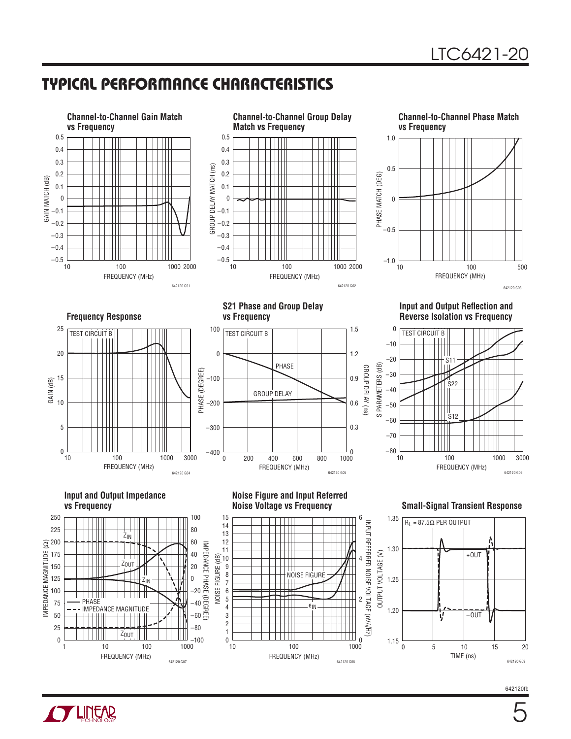## TYPICAL PERFORMANCE CHARACTERISTICS

**Channel-to-Channel Gain Match vs Frequency**

642120 G01

**Channel-to-Channel Group Delay Match vs Frequency**

642120 G02

**Channel-to-Channel Phase Match vs Frequency**

642120 G03

**Frequency Response**

642120 G04

**S21 Phase and Group Delay vs Frequency**

642120 G05

**Input and Output Reflection and Reverse Isolation vs Frequency**

642120 G06

**Input and Output Impedance vs Frequency**

642120 G07

**Noise Figure and Input Referred Noise Voltage vs Frequency**

642120 G08

**Small-Signal Transient Response**

642120 G09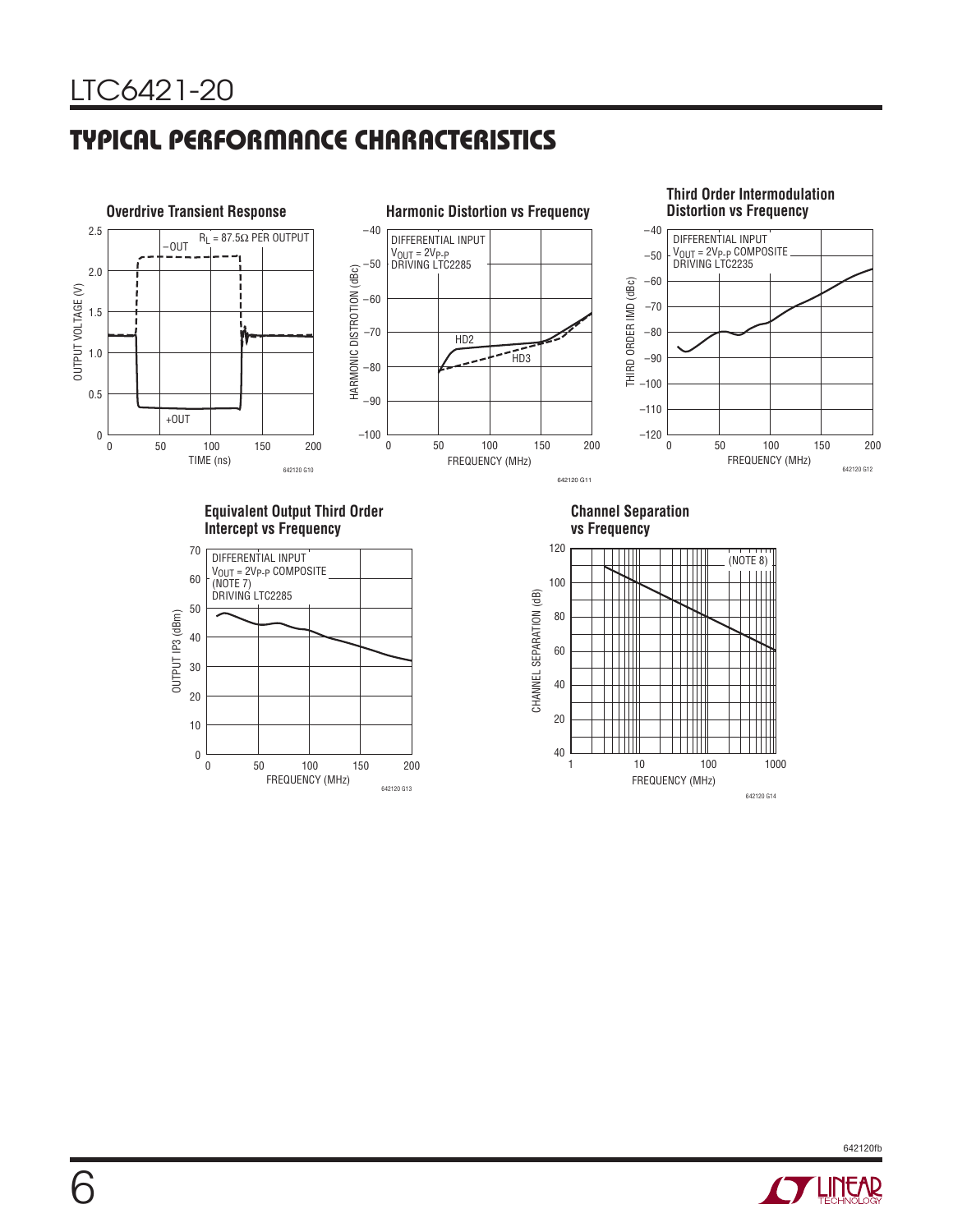## TYPICAL PERFORMANCE CHARACTERISTICS

**Overdrive Transient Response**

$R_L$ = 87.5Ω PER OUTPUT

−OUT

+OUT

OUTPUT VOLTAGE (V)

TIME (ns)

642120 G10

**Harmonic Distortion vs Frequency**

DIFFERENTIAL INPUT
$V_{OUT}$ = $2V_{P-P}$
DRIVING LTC2285

HD2

HD3

HARMONIC DISTROTION (dBc)

FREQUENCY (MHz)

642120 G11

**Third Order Intermodulation Distortion vs Frequency**

DIFFERENTIAL INPUT
$V_{OUT}$ = $2V_{P-P}$ COMPOSITE
DRIVING LTC2235

THIRD ORDER IMD (dBc)

FREQUENCY (MHz)

642120 G12

**Equivalent Output Third Order Intercept vs Frequency**

DIFFERENTIAL INPUT
$V_{OUT}$ = $2V_{P-P}$ COMPOSITE
(NOTE 7)
DRIVING LTC2285

OUTPUT IP3 (dBm)

FREQUENCY (MHz)

642120 G13

**Channel Separation vs Frequency**

(NOTE 8)

CHANNEL SEPARATION (dB)

FREQUENCY (MHz)

642120 G14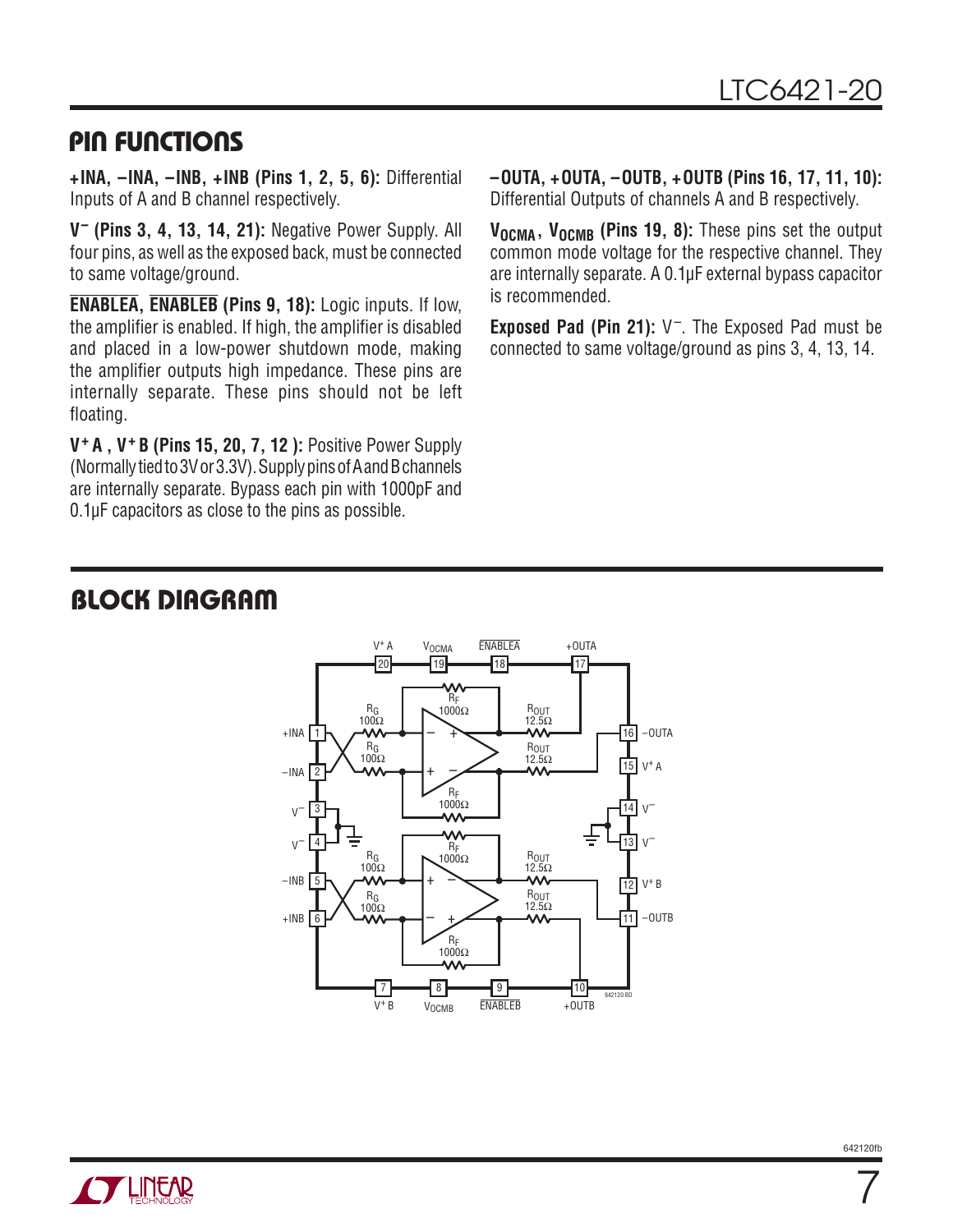## PIN FUNCTIONS

**+INA, –INA, –INB, +INB (Pins 1, 2, 5, 6):** Differential Inputs of A and B channel respectively.

**$V^–$ (Pins 3, 4, 13, 14, 21):** Negative Power Supply. All four pins, as well as the exposed back, must be connected to same voltage/ground.

**$\overline{\text{ENABLEA}}$, $\overline{\text{ENABLEB}}$ (Pins 9, 18):** Logic inputs. If low, the amplifier is enabled. If high, the amplifier is disabled and placed in a low-power shutdown mode, making the amplifier outputs high impedance. These pins are internally separate. These pins should not be left floating.

**$V^+$ A , $V^+$ B (Pins 15, 20, 7, 12 ):** Positive Power Supply (Normally tied to 3V or 3.3V). Supply pins of A and B channels are internally separate. Bypass each pin with 1000pF and 0.1µF capacitors as close to the pins as possible.

**–OUTA, +OUTA, –OUTB, +OUTB (Pins 16, 17, 11, 10):** Differential Outputs of channels A and B respectively.

**$V_{OCMA}$, $V_{OCMB}$ (Pins 19, 8):** These pins set the output common mode voltage for the respective channel. They are internally separate. A 0.1µF external bypass capacitor is recommended.

**Exposed Pad (Pin 21):** $V^–$. The Exposed Pad must be connected to same voltage/ground as pins 3, 4, 13, 14.

## BLOCK DIAGRAM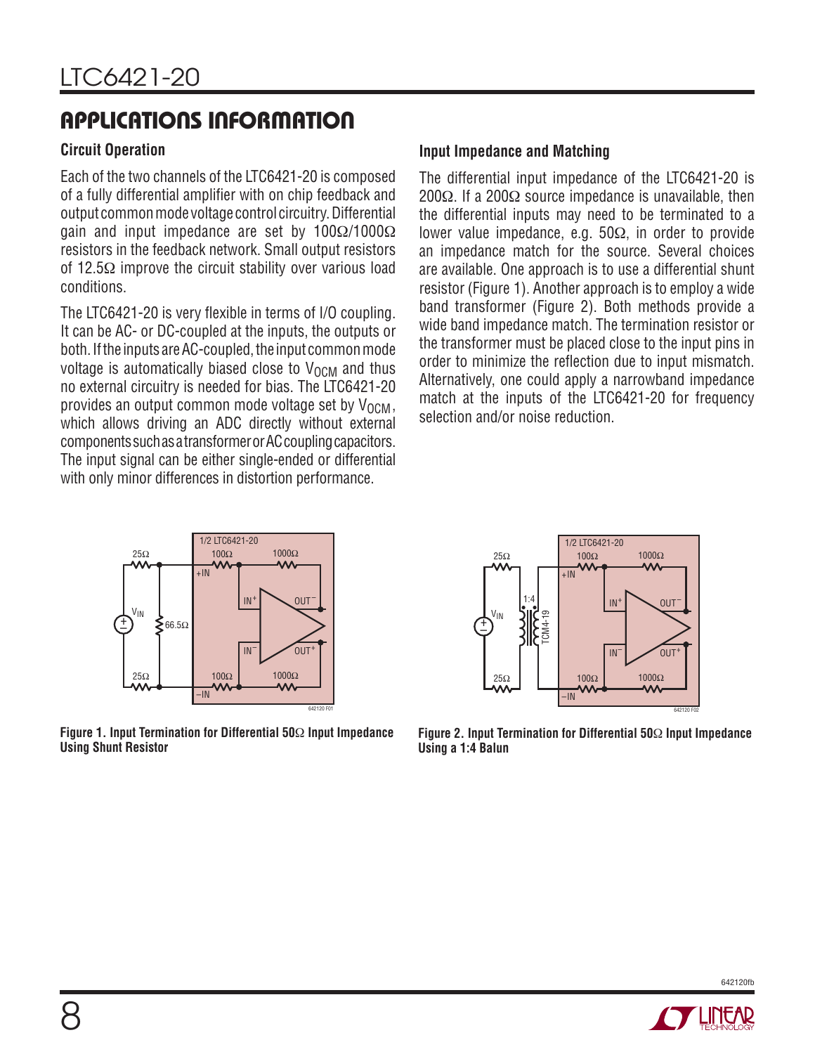## APPLICATIONS INFORMATION

### Circuit Operation

Each of the two channels of the LTC6421-20 is composed of a fully differential amplifier with on chip feedback and output common mode voltage control circuitry. Differential gain and input impedance are set by 100Ω/1000Ω resistors in the feedback network. Small output resistors of 12.5Ω improve the circuit stability over various load conditions.

The LTC6421-20 is very flexible in terms of I/O coupling. It can be AC- or DC-coupled at the inputs, the outputs or both. If the inputs are AC-coupled, the input common mode voltage is automatically biased close to $V_{OCM}$ and thus no external circuitry is needed for bias. The LTC6421-20 provides an output common mode voltage set by $V_{OCM}$, which allows driving an ADC directly without external components such as a transformer or AC coupling capacitors. The input signal can be either single-ended or differential with only minor differences in distortion performance.

### Input Impedance and Matching

The differential input impedance of the LTC6421-20 is 200Ω. If a 200Ω source impedance is unavailable, then the differential inputs may need to be terminated to a lower value impedance, e.g. 50Ω, in order to provide an impedance match for the source. Several choices are available. One approach is to use a differential shunt resistor (Figure 1). Another approach is to employ a wide band transformer (Figure 2). Both methods provide a wide band impedance match. The termination resistor or the transformer must be placed close to the input pins in order to minimize the reflection due to input mismatch. Alternatively, one could apply a narrowband impedance match at the inputs of the LTC6421-20 for frequency selection and/or noise reduction.

**Figure 1. Input Termination for Differential 50Ω Input Impedance Using Shunt Resistor**

**Figure 2. Input Termination for Differential 50Ω Input Impedance Using a 1:4 Balun**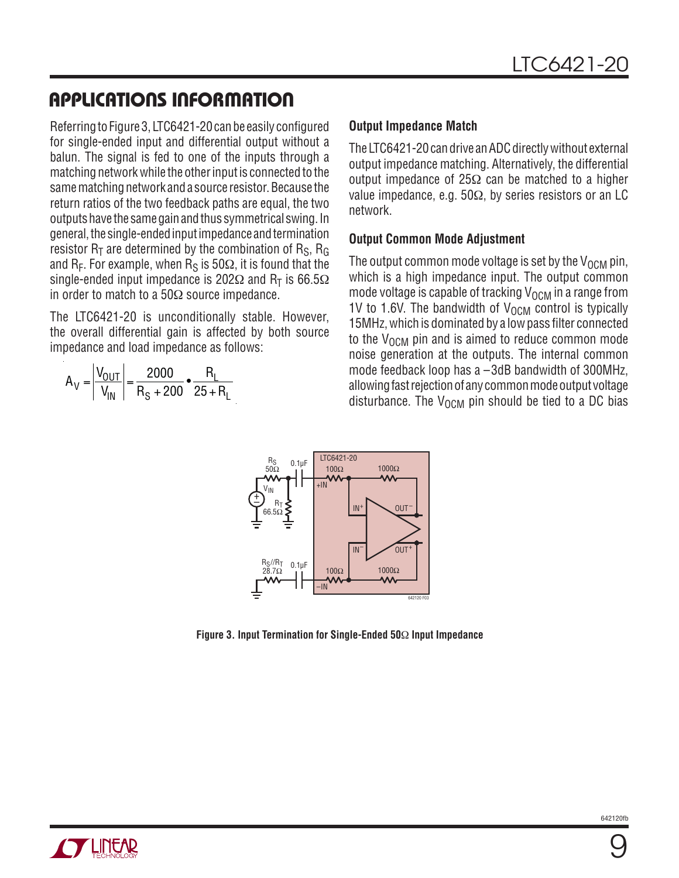## APPLICATIONS INFORMATION

Referring to Figure 3, LTC6421-20 can be easily configured for single-ended input and differential output without a balun. The signal is fed to one of the inputs through a matching network while the other input is connected to the same matching network and a source resistor. Because the return ratios of the two feedback paths are equal, the two outputs have the same gain and thus symmetrical swing. In general, the single-ended input impedance and termination resistor $R_T$ are determined by the combination of $R_S$, $R_G$ and $R_F$. For example, when $R_S$ is 50Ω, it is found that the single-ended input impedance is 202Ω and $R_T$ is 66.5Ω in order to match to a 50Ω source impedance.

The LTC6421-20 is unconditionally stable. However, the overall differential gain is affected by both source impedance and load impedance as follows:

$$A_V = \left|\frac{V_{OUT}}{V_{IN}}\right| = \frac{2000}{R_S + 200} \cdot \frac{R_L}{25 + R_L}$$

### Output Impedance Match

The LTC6421-20 can drive an ADC directly without external output impedance matching. Alternatively, the differential output impedance of 25Ω can be matched to a higher value impedance, e.g. 50Ω, by series resistors or an LC network.

### Output Common Mode Adjustment

The output common mode voltage is set by the $V_{OCM}$ pin, which is a high impedance input. The output common mode voltage is capable of tracking $V_{OCM}$ in a range from 1V to 1.6V. The bandwidth of $V_{OCM}$ control is typically 15MHz, which is dominated by a low pass filter connected to the $V_{OCM}$ pin and is aimed to reduce common mode noise generation at the outputs. The internal common mode feedback loop has a –3dB bandwidth of 300MHz, allowing fast rejection of any common mode output voltage disturbance. The $V_{OCM}$ pin should be tied to a DC bias

**Figure 3. Input Termination for Single-Ended 50Ω Input Impedance**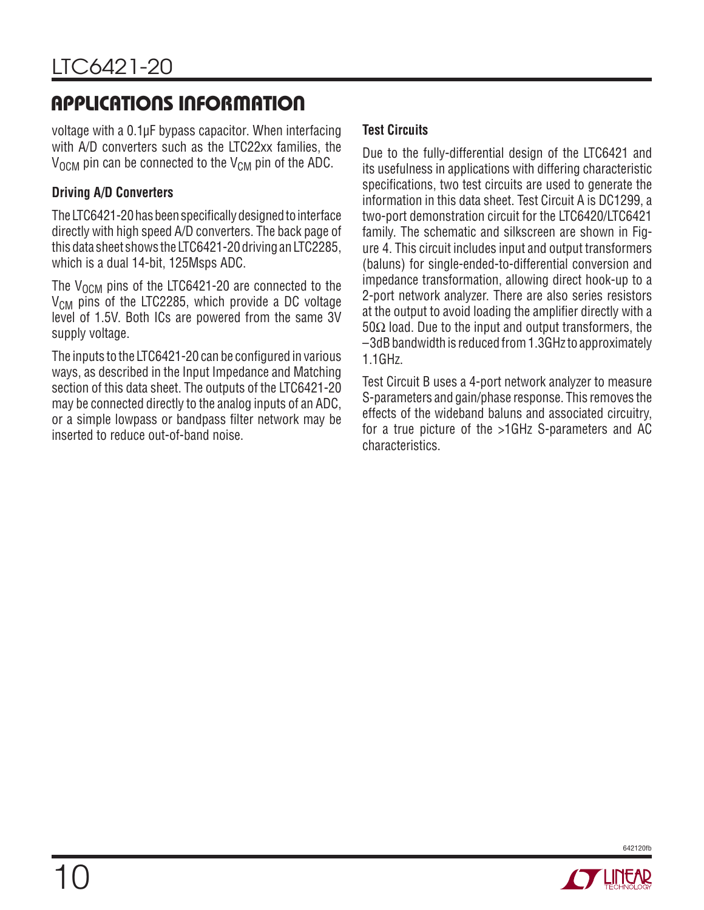## APPLICATIONS INFORMATION

voltage with a 0.1µF bypass capacitor. When interfacing with A/D converters such as the LTC22xx families, the $V_{OCM}$ pin can be connected to the $V_{CM}$ pin of the ADC.

### Driving A/D Converters

The LTC6421-20 has been specifically designed to interface directly with high speed A/D converters. The back page of this data sheet shows the LTC6421-20 driving an LTC2285, which is a dual 14-bit, 125Msps ADC.

The $V_{OCM}$ pins of the LTC6421-20 are connected to the $V_{CM}$ pins of the LTC2285, which provide a DC voltage level of 1.5V. Both ICs are powered from the same 3V supply voltage.

The inputs to the LTC6421-20 can be configured in various ways, as described in the Input Impedance and Matching section of this data sheet. The outputs of the LTC6421-20 may be connected directly to the analog inputs of an ADC, or a simple lowpass or bandpass filter network may be inserted to reduce out-of-band noise.

### Test Circuits

Due to the fully-differential design of the LTC6421 and its usefulness in applications with differing characteristic specifications, two test circuits are used to generate the information in this data sheet. Test Circuit A is DC1299, a two-port demonstration circuit for the LTC6420/LTC6421 family. The schematic and silkscreen are shown in Figure 4. This circuit includes input and output transformers (baluns) for single-ended-to-differential conversion and impedance transformation, allowing direct hook-up to a 2-port network analyzer. There are also series resistors at the output to avoid loading the amplifier directly with a 50Ω load. Due to the input and output transformers, the –3dB bandwidth is reduced from 1.3GHz to approximately 1.1GHz.

Test Circuit B uses a 4-port network analyzer to measure S-parameters and gain/phase response. This removes the effects of the wideband baluns and associated circuitry, for a true picture of the >1GHz S-parameters and AC characteristics.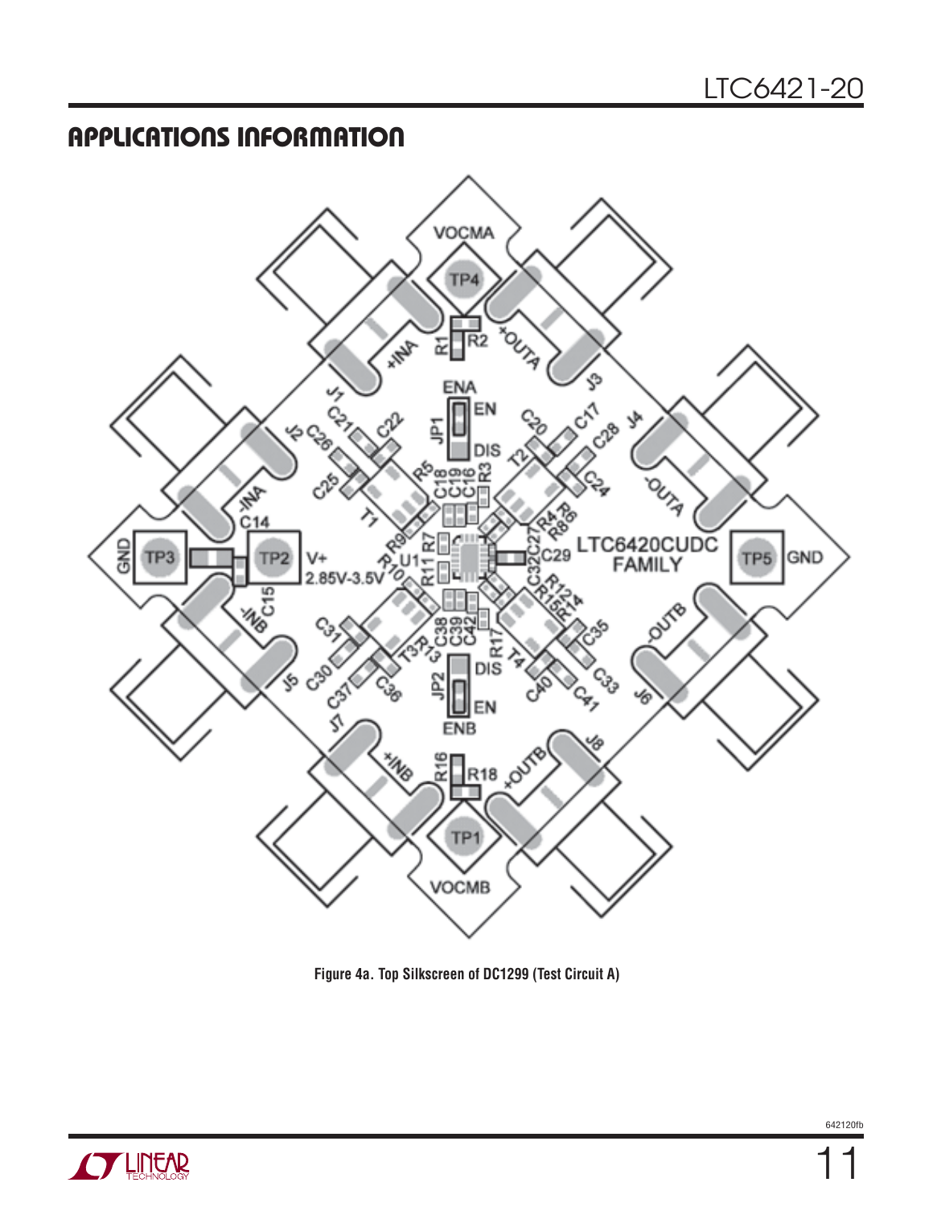## APPLICATIONS INFORMATION

**Figure 4a. Top Silkscreen of DC1299 (Test Circuit A)**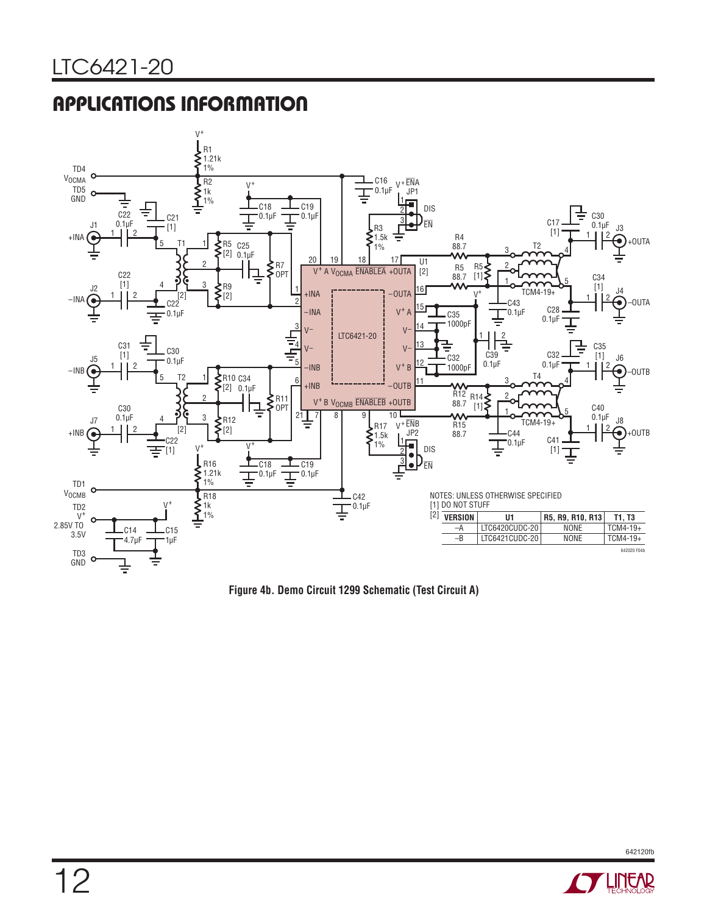## APPLICATIONS INFORMATION

NOTES: UNLESS OTHERWISE SPECIFIED
[1] DO NOT STUFF

[2]

| VERSION | U1 | R5, R9, R10, R13 | T1, T3 |
|---|---|---|---|
| –A | LTC6420CUDC-20 | NONE | TCM4-19+ |
| –B | LTC6421CUDC-20 | NONE | TCM4-19+ |

**Figure 4b. Demo Circuit 1299 Schematic (Test Circuit A)**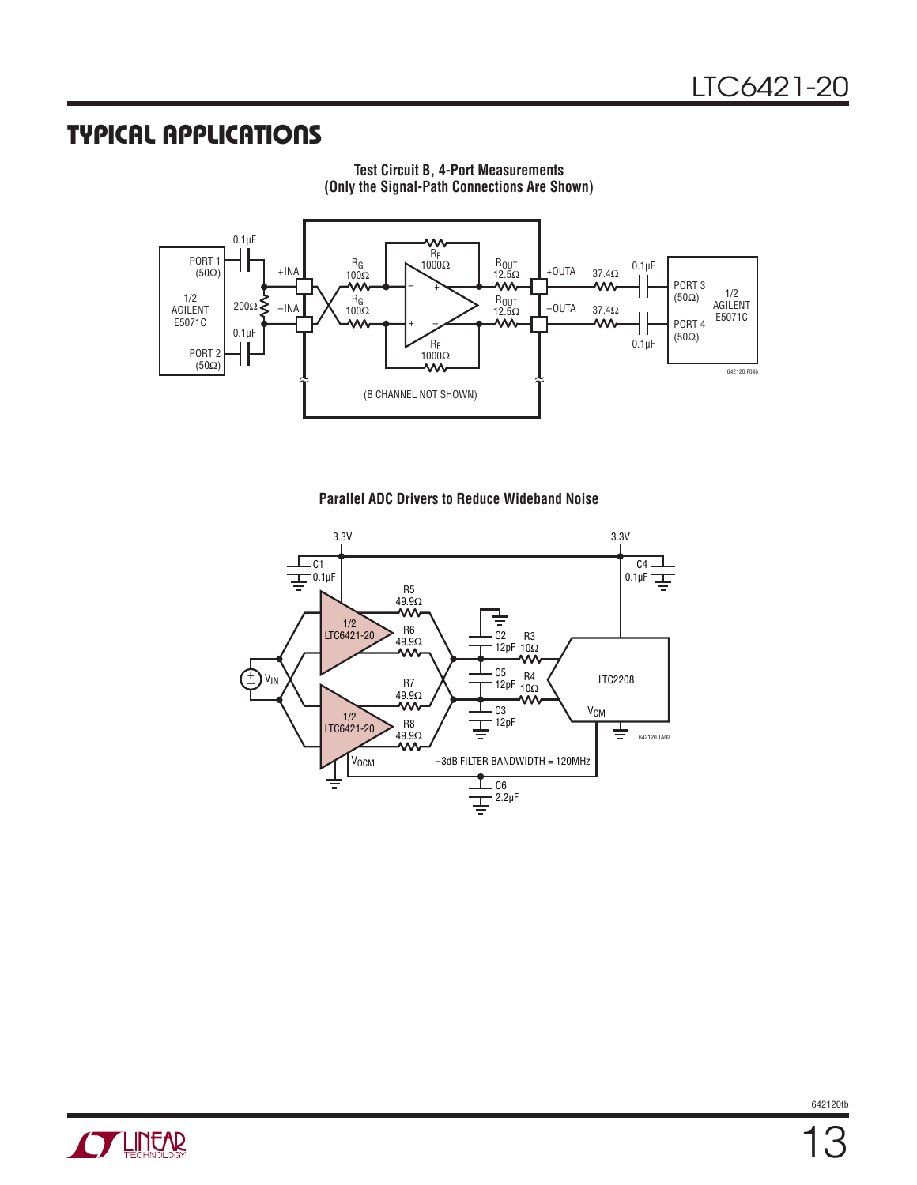## TYPICAL APPLICATIONS

**Test Circuit B, 4-Port Measurements (Only the Signal-Path Connections Are Shown)**

PORT 1 (50Ω)
1/2 AGILENT E5071C
PORT 2 (50Ω)
0.1µF
200Ω
0.1µF
+INA
–INA
$R_G$ 100Ω
$R_G$ 100Ω
$R_F$ 1000Ω
$R_F$ 1000Ω
$R_{OUT}$ 12.5Ω
$R_{OUT}$ 12.5Ω
+OUTA
–OUTA
37.4Ω
37.4Ω
0.1µF
0.1µF
PORT 3 (50Ω)
PORT 4 (50Ω)
1/2 AGILENT E5071C
(B CHANNEL NOT SHOWN)

**Parallel ADC Drivers to Reduce Wideband Noise**

3.3V
3.3V
C1 0.1µF
C4 0.1µF
$V_{IN}$
1/2 LTC6421-20
1/2 LTC6421-20
R5 49.9Ω
R6 49.9Ω
R7 49.9Ω
R8 49.9Ω
C2 12pF
C5 12pF
C3 12pF
R3 10Ω
R4 10Ω
LTC2208
$V_{CM}$
$V_{OCM}$
–3dB FILTER BANDWIDTH = 120MHz
C6 2.2µF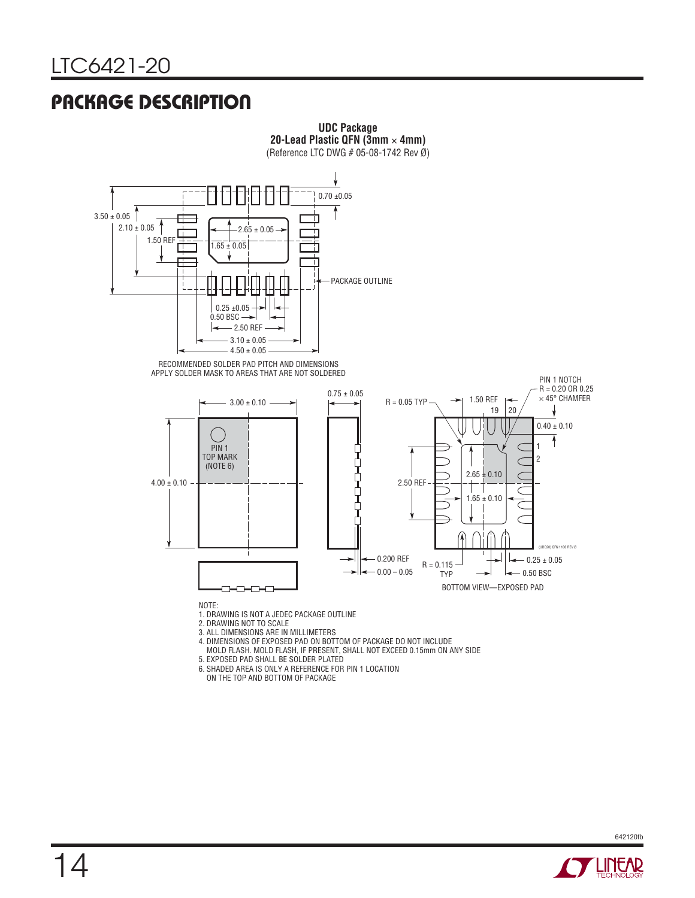# PACKAGE DESCRIPTION

**UDC Package**
**20-Lead Plastic QFN (3mm × 4mm)**
(Reference LTC DWG # 05-08-1742 Rev Ø)

0.70 ±0.05

3.50 ± 0.05

2.10 ± 0.05

1.50 REF

2.65 ± 0.05

1.65 ± 0.05

PACKAGE OUTLINE

0.25 ±0.05

0.50 BSC

2.50 REF

3.10 ± 0.05

4.50 ± 0.05

RECOMMENDED SOLDER PAD PITCH AND DIMENSIONS
APPLY SOLDER MASK TO AREAS THAT ARE NOT SOLDERED

3.00 ± 0.10

PIN 1
TOP MARK
(NOTE 6)

4.00 ± 0.10

0.75 ± 0.05

0.200 REF

0.00 – 0.05

R = 0.05 TYP

1.50 REF

19 20

PIN 1 NOTCH
R = 0.20 OR 0.25
× 45° CHAMFER

0.40 ± 0.10

1

2

2.50 REF

2.65 ± 0.10

1.65 ± 0.10

R = 0.115
TYP

0.25 ± 0.05

0.50 BSC

(UDC20) QFN 1106 REV Ø

BOTTOM VIEW—EXPOSED PAD

NOTE:

1. DRAWING IS NOT A JEDEC PACKAGE OUTLINE
2. DRAWING NOT TO SCALE
3. ALL DIMENSIONS ARE IN MILLIMETERS
4. DIMENSIONS OF EXPOSED PAD ON BOTTOM OF PACKAGE DO NOT INCLUDE
   MOLD FLASH. MOLD FLASH, IF PRESENT, SHALL NOT EXCEED 0.15mm ON ANY SIDE
5. EXPOSED PAD SHALL BE SOLDER PLATED
6. SHADED AREA IS ONLY A REFERENCE FOR PIN 1 LOCATION
   ON THE TOP AND BOTTOM OF PACKAGE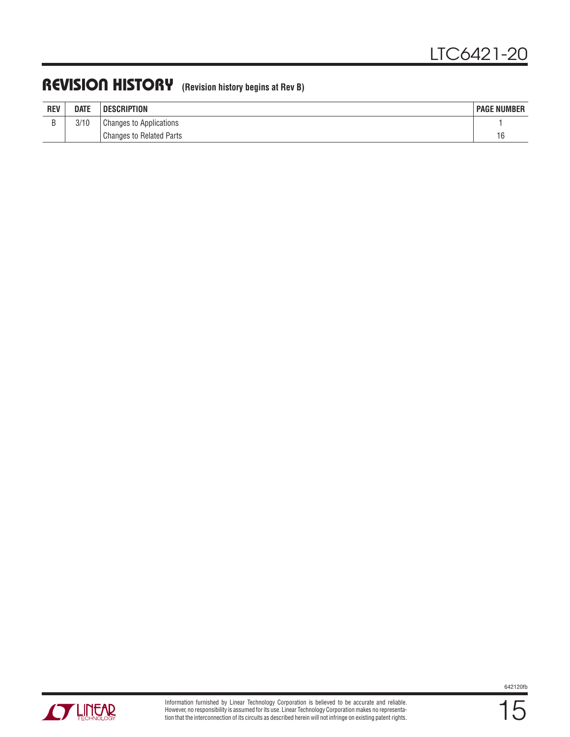## REVISION HISTORY (Revision history begins at Rev B)

| REV | DATE | DESCRIPTION | PAGE NUMBER |
|---|---|---|---|
| B | 3/10 | Changes to Applications | 1 |
| | | Changes to Related Parts | 16 |

Information furnished by Linear Technology Corporation is believed to be accurate and reliable. However, no responsibility is assumed for its use. Linear Technology Corporation makes no representation that the interconnection of its circuits as described herein will not infringe on existing patent rights.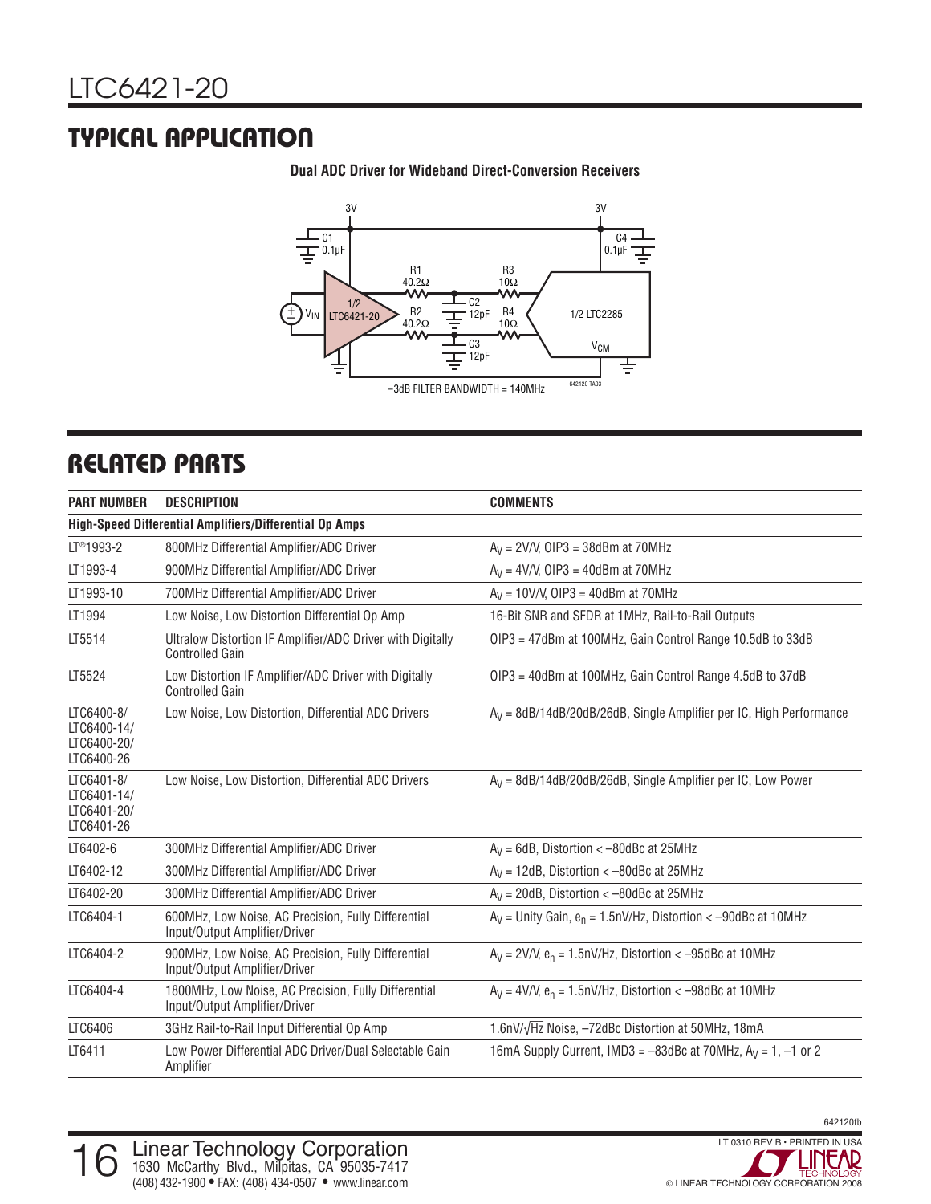## TYPICAL APPLICATION

**Dual ADC Driver for Wideband Direct-Conversion Receivers**

3V
3V
C1 0.1µF
C4 0.1µF
R1 40.2Ω
R3 10Ω
R2 40.2Ω
R4 10Ω
C2 12pF
C3 12pF
$V_{IN}$
1/2 LTC6421-20
1/2 LTC2285
$V_{CM}$
–3dB FILTER BANDWIDTH = 140MHz
642120 TA03

## RELATED PARTS

| PART NUMBER | DESCRIPTION | COMMENTS |
|---|---|---|
| **High-Speed Differential Amplifiers/Differential Op Amps** | | |
| LT®1993-2 | 800MHz Differential Amplifier/ADC Driver | $A_V$ = 2V/V, OIP3 = 38dBm at 70MHz |
| LT1993-4 | 900MHz Differential Amplifier/ADC Driver | $A_V$ = 4V/V, OIP3 = 40dBm at 70MHz |
| LT1993-10 | 700MHz Differential Amplifier/ADC Driver | $A_V$ = 10V/V, OIP3 = 40dBm at 70MHz |
| LT1994 | Low Noise, Low Distortion Differential Op Amp | 16-Bit SNR and SFDR at 1MHz, Rail-to-Rail Outputs |
| LT5514 | Ultralow Distortion IF Amplifier/ADC Driver with Digitally Controlled Gain | OIP3 = 47dBm at 100MHz, Gain Control Range 10.5dB to 33dB |
| LT5524 | Low Distortion IF Amplifier/ADC Driver with Digitally Controlled Gain | OIP3 = 40dBm at 100MHz, Gain Control Range 4.5dB to 37dB |
| LTC6400-8/ LTC6400-14/ LTC6400-20/ LTC6400-26 | Low Noise, Low Distortion, Differential ADC Drivers | $A_V$ = 8dB/14dB/20dB/26dB, Single Amplifier per IC, High Performance |
| LTC6401-8/ LTC6401-14/ LTC6401-20/ LTC6401-26 | Low Noise, Low Distortion, Differential ADC Drivers | $A_V$ = 8dB/14dB/20dB/26dB, Single Amplifier per IC, Low Power |
| LT6402-6 | 300MHz Differential Amplifier/ADC Driver | $A_V$ = 6dB, Distortion < –80dBc at 25MHz |
| LT6402-12 | 300MHz Differential Amplifier/ADC Driver | $A_V$ = 12dB, Distortion < –80dBc at 25MHz |
| LT6402-20 | 300MHz Differential Amplifier/ADC Driver | $A_V$ = 20dB, Distortion < –80dBc at 25MHz |
| LTC6404-1 | 600MHz, Low Noise, AC Precision, Fully Differential Input/Output Amplifier/Driver | $A_V$ = Unity Gain, $e_n$ = 1.5nV/Hz, Distortion < –90dBc at 10MHz |
| LTC6404-2 | 900MHz, Low Noise, AC Precision, Fully Differential Input/Output Amplifier/Driver | $A_V$ = 2V/V, $e_n$ = 1.5nV/Hz, Distortion < –95dBc at 10MHz |
| LTC6404-4 | 1800MHz, Low Noise, AC Precision, Fully Differential Input/Output Amplifier/Driver | $A_V$ = 4V/V, $e_n$ = 1.5nV/Hz, Distortion < –98dBc at 10MHz |
| LTC6406 | 3GHz Rail-to-Rail Input Differential Op Amp | 1.6nV/$\sqrt{Hz}$ Noise, –72dBc Distortion at 50MHz, 18mA |
| LT6411 | Low Power Differential ADC Driver/Dual Selectable Gain Amplifier | 16mA Supply Current, IMD3 = –83dBc at 70MHz, $A_V$ = 1, –1 or 2 |

Linear Technology Corporation
1630 McCarthy Blvd., Milpitas, CA 95035-7417
(408) 432-1900 • FAX: (408) 434-0507 • www.linear.com

642120fb

LT 0310 REV B • PRINTED IN USA

© LINEAR TECHNOLOGY CORPORATION 2008